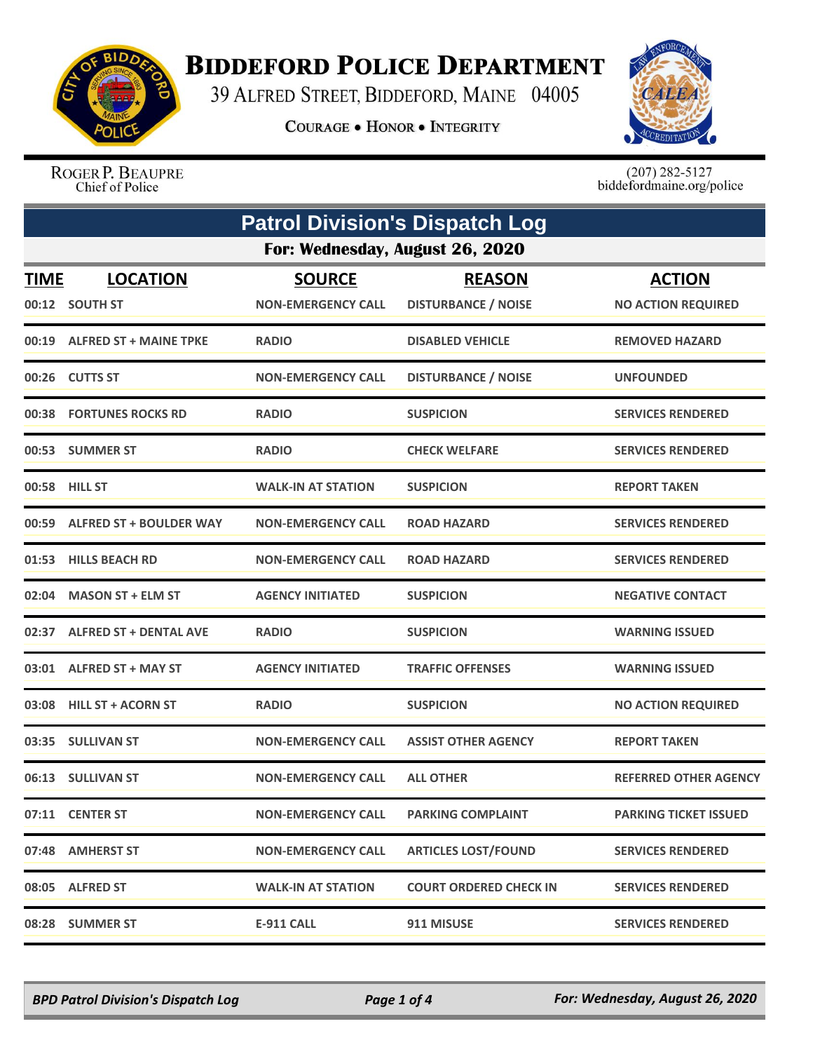# BIDDEFORD POLICE DEPARTMENT

39 ALFRED STREET, BIDDEFORD, MAINE 04005

COURAGE • HONOR • INTEGRITY

ROGER P. BEAUPRE
Chief of Police

(207) 282-5127
biddefordmaine.org/police

## Patrol Division's Dispatch Log

### For: Wednesday, August 26, 2020

| TIME | LOCATION | SOURCE | REASON | ACTION |
|---|---|---|---|---|
| 00:12 | SOUTH ST | NON-EMERGENCY CALL | DISTURBANCE / NOISE | NO ACTION REQUIRED |
| 00:19 | ALFRED ST + MAINE TPKE | RADIO | DISABLED VEHICLE | REMOVED HAZARD |
| 00:26 | CUTTS ST | NON-EMERGENCY CALL | DISTURBANCE / NOISE | UNFOUNDED |
| 00:38 | FORTUNES ROCKS RD | RADIO | SUSPICION | SERVICES RENDERED |
| 00:53 | SUMMER ST | RADIO | CHECK WELFARE | SERVICES RENDERED |
| 00:58 | HILL ST | WALK-IN AT STATION | SUSPICION | REPORT TAKEN |
| 00:59 | ALFRED ST + BOULDER WAY | NON-EMERGENCY CALL | ROAD HAZARD | SERVICES RENDERED |
| 01:53 | HILLS BEACH RD | NON-EMERGENCY CALL | ROAD HAZARD | SERVICES RENDERED |
| 02:04 | MASON ST + ELM ST | AGENCY INITIATED | SUSPICION | NEGATIVE CONTACT |
| 02:37 | ALFRED ST + DENTAL AVE | RADIO | SUSPICION | WARNING ISSUED |
| 03:01 | ALFRED ST + MAY ST | AGENCY INITIATED | TRAFFIC OFFENSES | WARNING ISSUED |
| 03:08 | HILL ST + ACORN ST | RADIO | SUSPICION | NO ACTION REQUIRED |
| 03:35 | SULLIVAN ST | NON-EMERGENCY CALL | ASSIST OTHER AGENCY | REPORT TAKEN |
| 06:13 | SULLIVAN ST | NON-EMERGENCY CALL | ALL OTHER | REFERRED OTHER AGENCY |
| 07:11 | CENTER ST | NON-EMERGENCY CALL | PARKING COMPLAINT | PARKING TICKET ISSUED |
| 07:48 | AMHERST ST | NON-EMERGENCY CALL | ARTICLES LOST/FOUND | SERVICES RENDERED |
| 08:05 | ALFRED ST | WALK-IN AT STATION | COURT ORDERED CHECK IN | SERVICES RENDERED |
| 08:28 | SUMMER ST | E-911 CALL | 911 MISUSE | SERVICES RENDERED |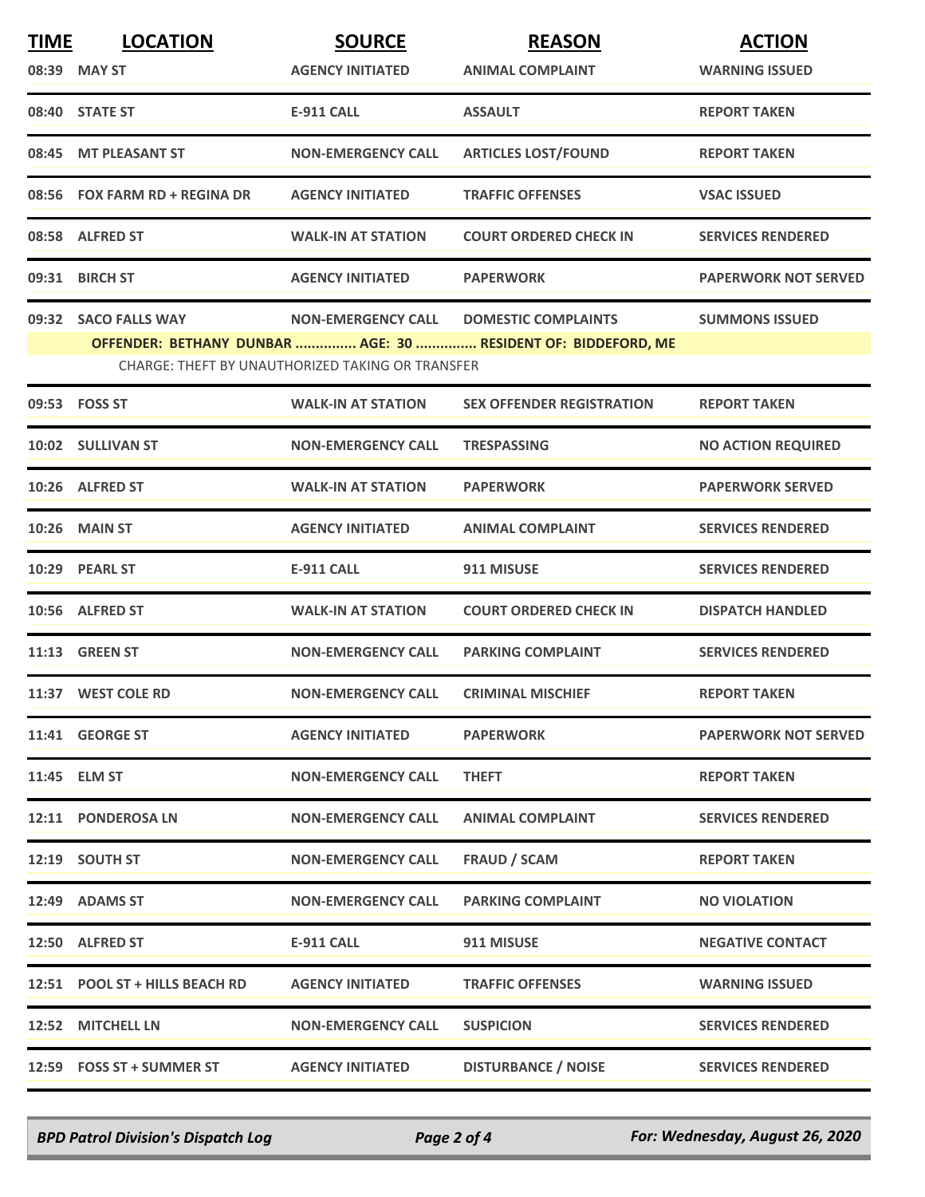| TIME | LOCATION | SOURCE | REASON | ACTION |
|---|---|---|---|---|
| 08:39 | MAY ST | AGENCY INITIATED | ANIMAL COMPLAINT | WARNING ISSUED |
| 08:40 | STATE ST | E-911 CALL | ASSAULT | REPORT TAKEN |
| 08:45 | MT PLEASANT ST | NON-EMERGENCY CALL | ARTICLES LOST/FOUND | REPORT TAKEN |
| 08:56 | FOX FARM RD + REGINA DR | AGENCY INITIATED | TRAFFIC OFFENSES | VSAC ISSUED |
| 08:58 | ALFRED ST | WALK-IN AT STATION | COURT ORDERED CHECK IN | SERVICES RENDERED |
| 09:31 | BIRCH ST | AGENCY INITIATED | PAPERWORK | PAPERWORK NOT SERVED |
| 09:32 | SACO FALLS WAY | NON-EMERGENCY CALL | DOMESTIC COMPLAINTS | SUMMONS ISSUED |
| | OFFENDER: BETHANY DUNBAR ............... AGE: 30 ............... RESIDENT OF: BIDDEFORD, ME | | | |
| | CHARGE: THEFT BY UNAUTHORIZED TAKING OR TRANSFER | | | |
| 09:53 | FOSS ST | WALK-IN AT STATION | SEX OFFENDER REGISTRATION | REPORT TAKEN |
| 10:02 | SULLIVAN ST | NON-EMERGENCY CALL | TRESPASSING | NO ACTION REQUIRED |
| 10:26 | ALFRED ST | WALK-IN AT STATION | PAPERWORK | PAPERWORK SERVED |
| 10:26 | MAIN ST | AGENCY INITIATED | ANIMAL COMPLAINT | SERVICES RENDERED |
| 10:29 | PEARL ST | E-911 CALL | 911 MISUSE | SERVICES RENDERED |
| 10:56 | ALFRED ST | WALK-IN AT STATION | COURT ORDERED CHECK IN | DISPATCH HANDLED |
| 11:13 | GREEN ST | NON-EMERGENCY CALL | PARKING COMPLAINT | SERVICES RENDERED |
| 11:37 | WEST COLE RD | NON-EMERGENCY CALL | CRIMINAL MISCHIEF | REPORT TAKEN |
| 11:41 | GEORGE ST | AGENCY INITIATED | PAPERWORK | PAPERWORK NOT SERVED |
| 11:45 | ELM ST | NON-EMERGENCY CALL | THEFT | REPORT TAKEN |
| 12:11 | PONDEROSA LN | NON-EMERGENCY CALL | ANIMAL COMPLAINT | SERVICES RENDERED |
| 12:19 | SOUTH ST | NON-EMERGENCY CALL | FRAUD / SCAM | REPORT TAKEN |
| 12:49 | ADAMS ST | NON-EMERGENCY CALL | PARKING COMPLAINT | NO VIOLATION |
| 12:50 | ALFRED ST | E-911 CALL | 911 MISUSE | NEGATIVE CONTACT |
| 12:51 | POOL ST + HILLS BEACH RD | AGENCY INITIATED | TRAFFIC OFFENSES | WARNING ISSUED |
| 12:52 | MITCHELL LN | NON-EMERGENCY CALL | SUSPICION | SERVICES RENDERED |
| 12:59 | FOSS ST + SUMMER ST | AGENCY INITIATED | DISTURBANCE / NOISE | SERVICES RENDERED |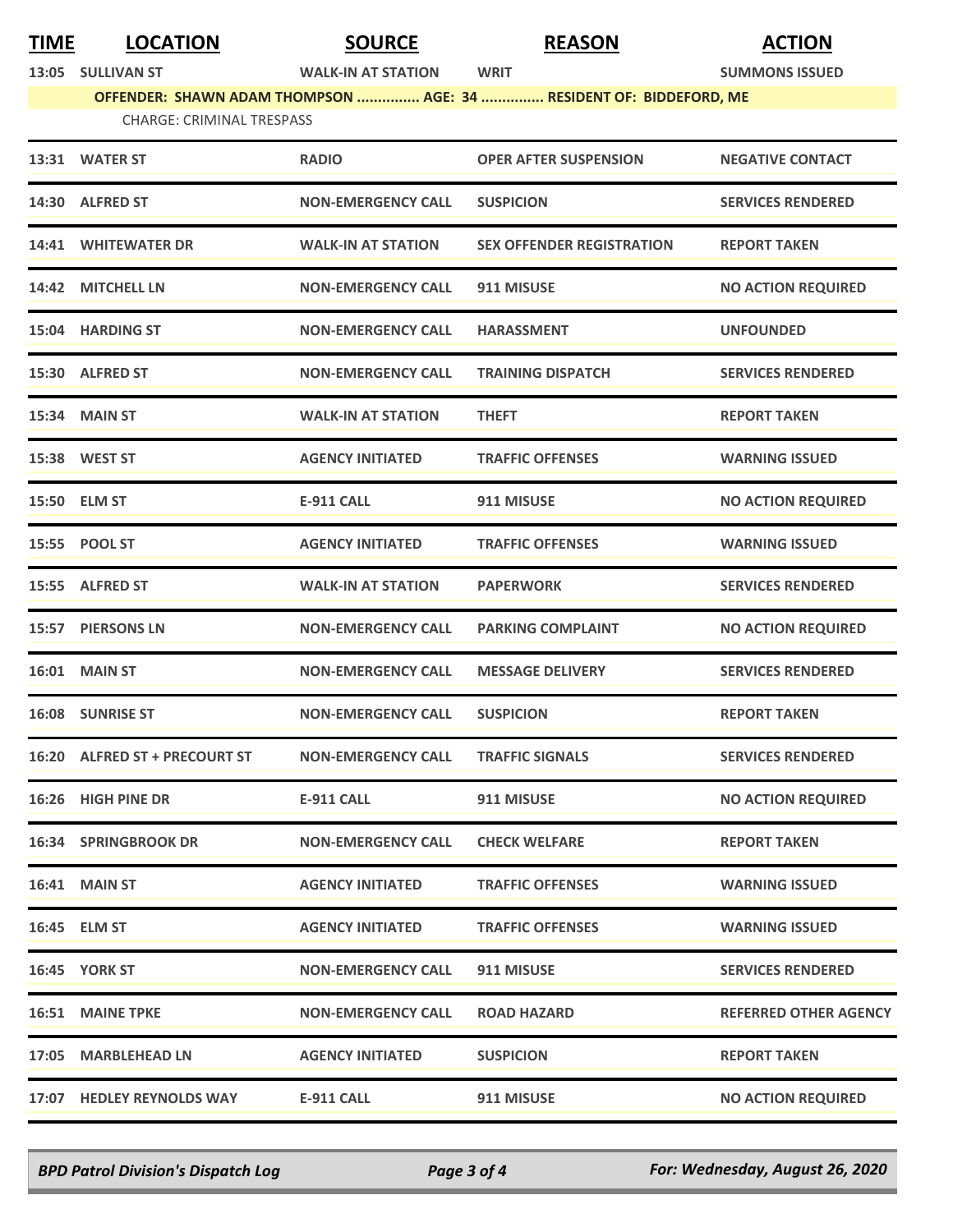| TIME | LOCATION | SOURCE | REASON | ACTION |
|---|---|---|---|---|
| 13:05 | SULLIVAN ST | WALK-IN AT STATION | WRIT | SUMMONS ISSUED |
| | OFFENDER: SHAWN ADAM THOMPSON ............... AGE: 34 ............... RESIDENT OF: BIDDEFORD, ME | | | |
| | CHARGE: CRIMINAL TRESPASS | | | |
| 13:31 | WATER ST | RADIO | OPER AFTER SUSPENSION | NEGATIVE CONTACT |
| 14:30 | ALFRED ST | NON-EMERGENCY CALL | SUSPICION | SERVICES RENDERED |
| 14:41 | WHITEWATER DR | WALK-IN AT STATION | SEX OFFENDER REGISTRATION | REPORT TAKEN |
| 14:42 | MITCHELL LN | NON-EMERGENCY CALL | 911 MISUSE | NO ACTION REQUIRED |
| 15:04 | HARDING ST | NON-EMERGENCY CALL | HARASSMENT | UNFOUNDED |
| 15:30 | ALFRED ST | NON-EMERGENCY CALL | TRAINING DISPATCH | SERVICES RENDERED |
| 15:34 | MAIN ST | WALK-IN AT STATION | THEFT | REPORT TAKEN |
| 15:38 | WEST ST | AGENCY INITIATED | TRAFFIC OFFENSES | WARNING ISSUED |
| 15:50 | ELM ST | E-911 CALL | 911 MISUSE | NO ACTION REQUIRED |
| 15:55 | POOL ST | AGENCY INITIATED | TRAFFIC OFFENSES | WARNING ISSUED |
| 15:55 | ALFRED ST | WALK-IN AT STATION | PAPERWORK | SERVICES RENDERED |
| 15:57 | PIERSONS LN | NON-EMERGENCY CALL | PARKING COMPLAINT | NO ACTION REQUIRED |
| 16:01 | MAIN ST | NON-EMERGENCY CALL | MESSAGE DELIVERY | SERVICES RENDERED |
| 16:08 | SUNRISE ST | NON-EMERGENCY CALL | SUSPICION | REPORT TAKEN |
| 16:20 | ALFRED ST + PRECOURT ST | NON-EMERGENCY CALL | TRAFFIC SIGNALS | SERVICES RENDERED |
| 16:26 | HIGH PINE DR | E-911 CALL | 911 MISUSE | NO ACTION REQUIRED |
| 16:34 | SPRINGBROOK DR | NON-EMERGENCY CALL | CHECK WELFARE | REPORT TAKEN |
| 16:41 | MAIN ST | AGENCY INITIATED | TRAFFIC OFFENSES | WARNING ISSUED |
| 16:45 | ELM ST | AGENCY INITIATED | TRAFFIC OFFENSES | WARNING ISSUED |
| 16:45 | YORK ST | NON-EMERGENCY CALL | 911 MISUSE | SERVICES RENDERED |
| 16:51 | MAINE TPKE | NON-EMERGENCY CALL | ROAD HAZARD | REFERRED OTHER AGENCY |
| 17:05 | MARBLEHEAD LN | AGENCY INITIATED | SUSPICION | REPORT TAKEN |
| 17:07 | HEDLEY REYNOLDS WAY | E-911 CALL | 911 MISUSE | NO ACTION REQUIRED |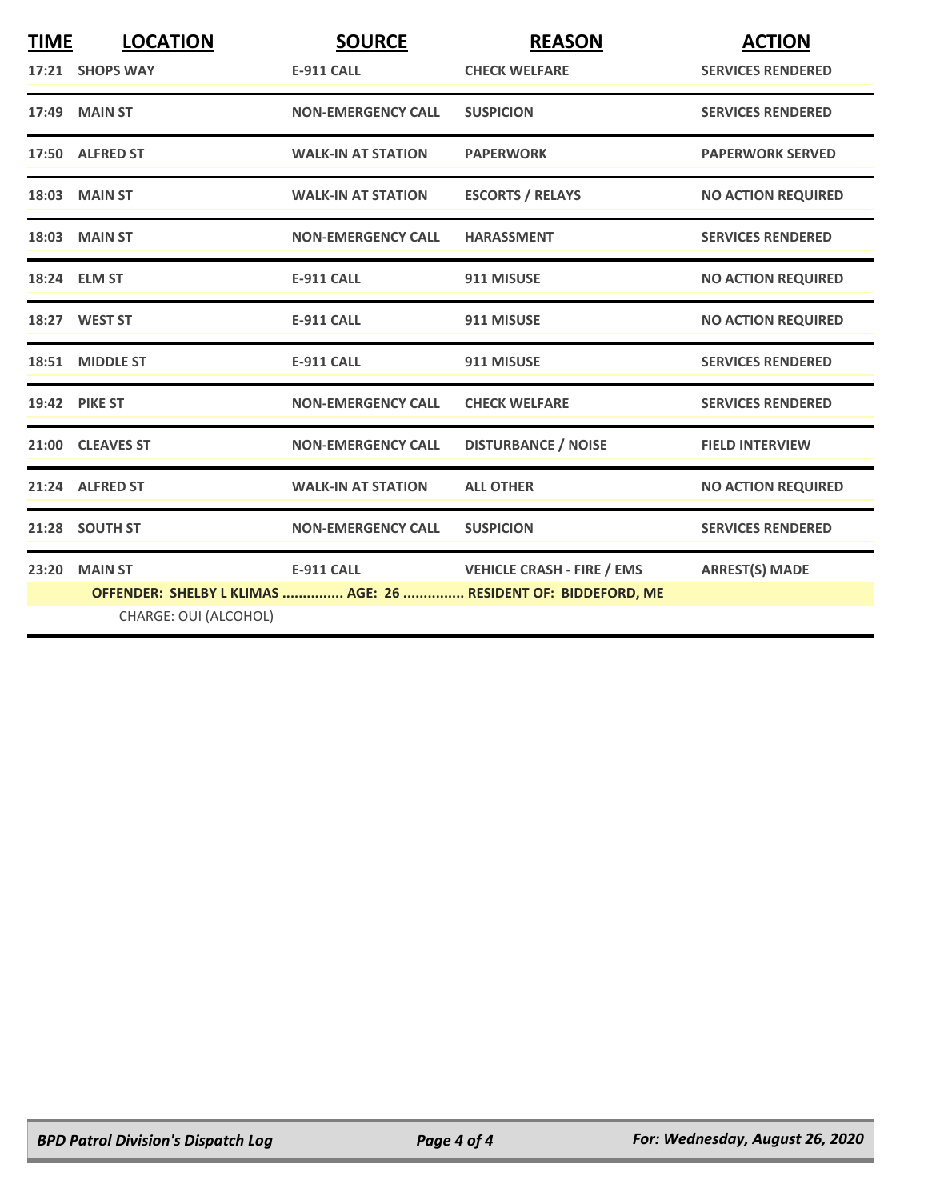| TIME | LOCATION | SOURCE | REASON | ACTION |
| --- | --- | --- | --- | --- |
| 17:21 | SHOPS WAY | E-911 CALL | CHECK WELFARE | SERVICES RENDERED |
| 17:49 | MAIN ST | NON-EMERGENCY CALL | SUSPICION | SERVICES RENDERED |
| 17:50 | ALFRED ST | WALK-IN AT STATION | PAPERWORK | PAPERWORK SERVED |
| 18:03 | MAIN ST | WALK-IN AT STATION | ESCORTS / RELAYS | NO ACTION REQUIRED |
| 18:03 | MAIN ST | NON-EMERGENCY CALL | HARASSMENT | SERVICES RENDERED |
| 18:24 | ELM ST | E-911 CALL | 911 MISUSE | NO ACTION REQUIRED |
| 18:27 | WEST ST | E-911 CALL | 911 MISUSE | NO ACTION REQUIRED |
| 18:51 | MIDDLE ST | E-911 CALL | 911 MISUSE | SERVICES RENDERED |
| 19:42 | PIKE ST | NON-EMERGENCY CALL | CHECK WELFARE | SERVICES RENDERED |
| 21:00 | CLEAVES ST | NON-EMERGENCY CALL | DISTURBANCE / NOISE | FIELD INTERVIEW |
| 21:24 | ALFRED ST | WALK-IN AT STATION | ALL OTHER | NO ACTION REQUIRED |
| 21:28 | SOUTH ST | NON-EMERGENCY CALL | SUSPICION | SERVICES RENDERED |
| 23:20 | MAIN ST | E-911 CALL | VEHICLE CRASH - FIRE / EMS | ARREST(S) MADE |

**OFFENDER: SHELBY L KLIMAS ............... AGE: 26 ............... RESIDENT OF: BIDDEFORD, ME**

CHARGE: OUI (ALCOHOL)